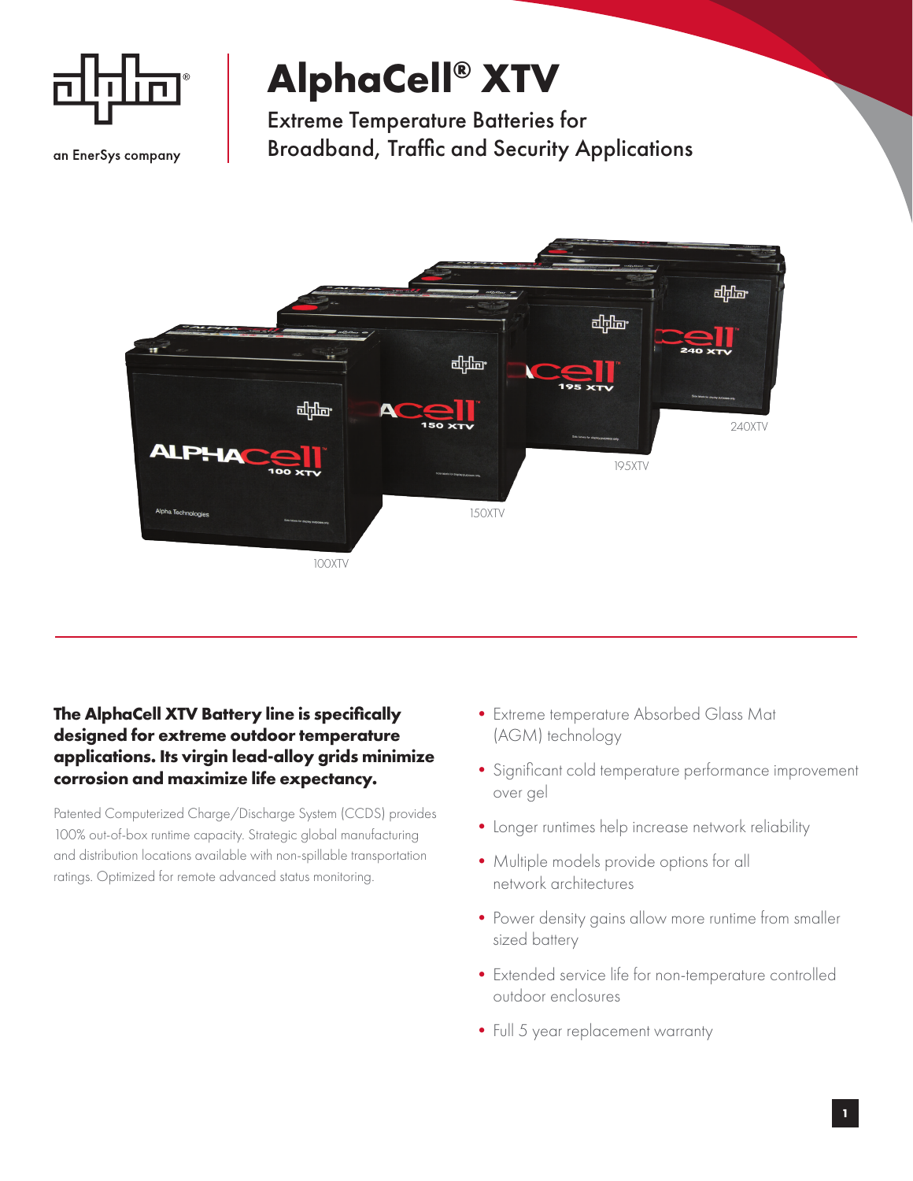an EnerSys company

# AlphaCell® XTV

## Extreme Temperature Batteries for Broadband, Traffic and Security Applications

100XTV

150XTV

195XTV

240XTV

**The AlphaCell XTV Battery line is specifically designed for extreme outdoor temperature applications. Its virgin lead-alloy grids minimize corrosion and maximize life expectancy.**

Patented Computerized Charge/Discharge System (CCDS) provides 100% out-of-box runtime capacity. Strategic global manufacturing and distribution locations available with non-spillable transportation ratings. Optimized for remote advanced status monitoring.

- Extreme temperature Absorbed Glass Mat (AGM) technology
- Significant cold temperature performance improvement over gel
- Longer runtimes help increase network reliability
- Multiple models provide options for all network architectures
- Power density gains allow more runtime from smaller sized battery
- Extended service life for non-temperature controlled outdoor enclosures
- Full 5 year replacement warranty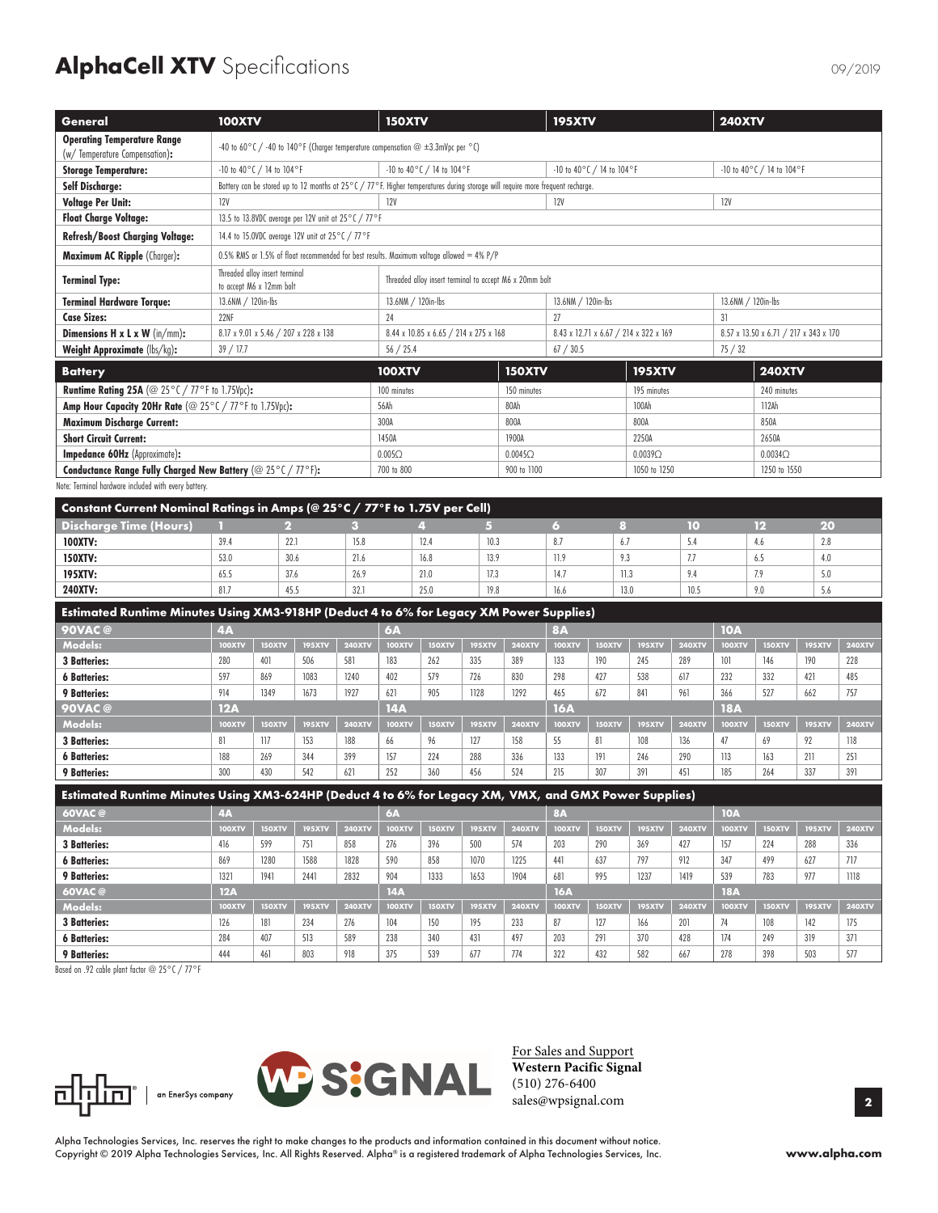# AlphaCell XTV Specifications

09/2019

| General | 100XTV | 150XTV | 195XTV | 240XTV |
| --- | --- | --- | --- | --- |
| **Operating Temperature Range** (w/ Temperature Compensation)**:** | -40 to 60°C / -40 to 140°F (Charger temperature compensation @ ±3.3mVpc per °C) | | | |
| **Storage Temperature:** | -10 to 40°C / 14 to 104°F | -10 to 40°C / 14 to 104°F | -10 to 40°C / 14 to 104°F | -10 to 40°C / 14 to 104°F |
| **Self Discharge:** | Battery can be stored up to 12 months at 25°C / 77°F. Higher temperatures during storage will require more frequent recharge. | | | |
| **Voltage Per Unit:** | 12V | 12V | 12V | 12V |
| **Float Charge Voltage:** | 13.5 to 13.8VDC average per 12V unit at 25°C / 77°F | | | |
| **Refresh/Boost Charging Voltage:** | 14.4 to 15.0VDC average 12V unit at 25°C / 77°F | | | |
| **Maximum AC Ripple** (Charger)**:** | 0.5% RMS or 1.5% of float recommended for best results. Maximum voltage allowed = 4% P/P | | | |
| **Terminal Type:** | Threaded alloy insert terminal to accept M6 x 12mm bolt | Threaded alloy insert terminal to accept M6 x 20mm bolt | | |
| **Terminal Hardware Torque:** | 13.6NM / 120in-lbs | 13.6NM / 120in-lbs | 13.6NM / 120in-lbs | 13.6NM / 120in-lbs |
| **Case Sizes:** | 22NF | 24 | 27 | 31 |
| **Dimensions H x L x W** (in/mm)**:** | 8.17 x 9.01 x 5.46 / 207 x 228 x 138 | 8.44 x 10.85 x 6.65 / 214 x 275 x 168 | 8.43 x 12.71 x 6.67 / 214 x 322 x 169 | 8.57 x 13.50 x 6.71 / 217 x 343 x 170 |
| **Weight Approximate** (lbs/kg)**:** | 39 / 17.7 | 56 / 25.4 | 67 / 30.5 | 75 / 32 |

| Battery | 100XTV | 150XTV | 195XTV | 240XTV |
| --- | --- | --- | --- | --- |
| **Runtime Rating 25A** (@ 25°C / 77°F to 1.75Vpc)**:** | 100 minutes | 150 minutes | 195 minutes | 240 minutes |
| **Amp Hour Capacity 20Hr Rate** (@ 25°C / 77°F to 1.75Vpc)**:** | 56Ah | 80Ah | 100Ah | 112Ah |
| **Maximum Discharge Current:** | 300A | 800A | 800A | 850A |
| **Short Circuit Current:** | 1450A | 1900A | 2250A | 2650A |
| **Impedance 60Hz** (Approximate)**:** | 0.005Ω | 0.0045Ω | 0.0039Ω | 0.0034Ω |
| **Conductance Range Fully Charged New Battery** (@ 25°C / 77°F)**:** | 700 to 800 | 900 to 1100 | 1050 to 1250 | 1250 to 1550 |

Note: Terminal hardware included with every battery.

## Constant Current Nominal Ratings in Amps (@ 25°C / 77°F to 1.75V per Cell)

| Discharge Time (Hours) | 1 | 2 | 3 | 4 | 5 | 6 | 8 | 10 | 12 | 20 |
| --- | --- | --- | --- | --- | --- | --- | --- | --- | --- | --- |
| **100XTV:** | 39.4 | 22.1 | 15.8 | 12.4 | 10.3 | 8.7 | 6.7 | 5.4 | 4.6 | 2.8 |
| **150XTV:** | 53.0 | 30.6 | 21.6 | 16.8 | 13.9 | 11.9 | 9.3 | 7.7 | 6.5 | 4.0 |
| **195XTV:** | 65.5 | 37.6 | 26.9 | 21.0 | 17.3 | 14.7 | 11.3 | 9.4 | 7.9 | 5.0 |
| **240XTV:** | 81.7 | 45.5 | 32.1 | 25.0 | 19.8 | 16.6 | 13.0 | 10.5 | 9.0 | 5.6 |

## Estimated Runtime Minutes Using XM3-918HP (Deduct 4 to 6% for Legacy XM Power Supplies)

| 90VAC @ | 4A | | | | 6A | | | | 8A | | | | 10A | | | |
| --- | --- | --- | --- | --- | --- | --- | --- | --- | --- | --- | --- | --- | --- | --- | --- | --- |
| **Models:** | 100XTV | 150XTV | 195XTV | 240XTV | 100XTV | 150XTV | 195XTV | 240XTV | 100XTV | 150XTV | 195XTV | 240XTV | 100XTV | 150XTV | 195XTV | 240XTV |
| **3 Batteries:** | 280 | 401 | 506 | 581 | 183 | 262 | 335 | 389 | 133 | 190 | 245 | 289 | 101 | 146 | 190 | 228 |
| **6 Batteries:** | 597 | 869 | 1083 | 1240 | 402 | 579 | 726 | 830 | 298 | 427 | 538 | 617 | 232 | 332 | 421 | 485 |
| **9 Batteries:** | 914 | 1349 | 1673 | 1927 | 621 | 905 | 1128 | 1292 | 465 | 672 | 841 | 961 | 366 | 527 | 662 | 757 |
| **90VAC @** | **12A** | | | | **14A** | | | | **16A** | | | | **18A** | | | |
| **Models:** | 100XTV | 150XTV | 195XTV | 240XTV | 100XTV | 150XTV | 195XTV | 240XTV | 100XTV | 150XTV | 195XTV | 240XTV | 100XTV | 150XTV | 195XTV | 240XTV |
| **3 Batteries:** | 81 | 117 | 153 | 188 | 66 | 96 | 127 | 158 | 55 | 81 | 108 | 136 | 47 | 69 | 92 | 118 |
| **6 Batteries:** | 188 | 269 | 344 | 399 | 157 | 224 | 288 | 336 | 133 | 191 | 246 | 290 | 113 | 163 | 211 | 251 |
| **9 Batteries:** | 300 | 430 | 542 | 621 | 252 | 360 | 456 | 524 | 215 | 307 | 391 | 451 | 185 | 264 | 337 | 391 |

## Estimated Runtime Minutes Using XM3-624HP (Deduct 4 to 6% for Legacy XM, VMX, and GMX Power Supplies)

| 60VAC @ | 4A | | | | 6A | | | | 8A | | | | 10A | | | |
| --- | --- | --- | --- | --- | --- | --- | --- | --- | --- | --- | --- | --- | --- | --- | --- | --- |
| **Models:** | 100XTV | 150XTV | 195XTV | 240XTV | 100XTV | 150XTV | 195XTV | 240XTV | 100XTV | 150XTV | 195XTV | 240XTV | 100XTV | 150XTV | 195XTV | 240XTV |
| **3 Batteries:** | 416 | 599 | 751 | 858 | 276 | 396 | 500 | 574 | 203 | 290 | 369 | 427 | 157 | 224 | 288 | 336 |
| **6 Batteries:** | 869 | 1280 | 1588 | 1828 | 590 | 858 | 1070 | 1225 | 441 | 637 | 797 | 912 | 347 | 499 | 627 | 717 |
| **9 Batteries:** | 1321 | 1941 | 2441 | 2832 | 904 | 1333 | 1653 | 1904 | 681 | 995 | 1237 | 1419 | 539 | 783 | 977 | 1118 |
| **60VAC @** | **12A** | | | | **14A** | | | | **16A** | | | | **18A** | | | |
| **Models:** | 100XTV | 150XTV | 195XTV | 240XTV | 100XTV | 150XTV | 195XTV | 240XTV | 100XTV | 150XTV | 195XTV | 240XTV | 100XTV | 150XTV | 195XTV | 240XTV |
| **3 Batteries:** | 126 | 181 | 234 | 276 | 104 | 150 | 195 | 233 | 87 | 127 | 166 | 201 | 74 | 108 | 142 | 175 |
| **6 Batteries:** | 284 | 407 | 513 | 589 | 238 | 340 | 431 | 497 | 203 | 291 | 370 | 428 | 174 | 249 | 319 | 371 |
| **9 Batteries:** | 444 | 461 | 803 | 918 | 375 | 539 | 677 | 774 | 322 | 432 | 582 | 667 | 278 | 398 | 503 | 577 |

Based on .92 cable plant factor @ 25°C / 77°F

an EnerSys company

WP SIGNAL

For Sales and Support
**Western Pacific Signal**
(510) 276-6400
sales@wpsignal.com

Alpha Technologies Services, Inc. reserves the right to make changes to the products and information contained in this document without notice.
Copyright © 2019 Alpha Technologies Services, Inc. All Rights Reserved. Alpha® is a registered trademark of Alpha Technologies Services, Inc.

**www.alpha.com**